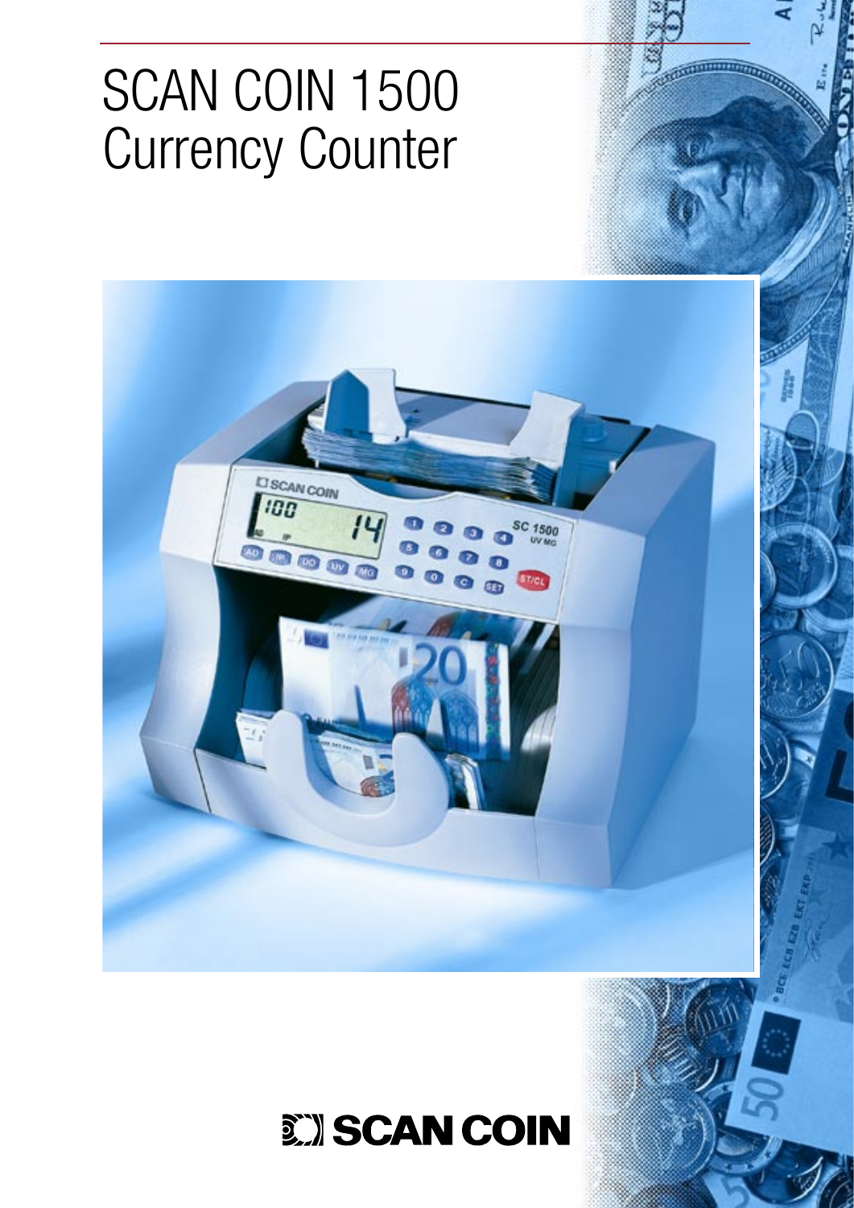# SCAN COIN 1500
## Currency Counter

SCAN COIN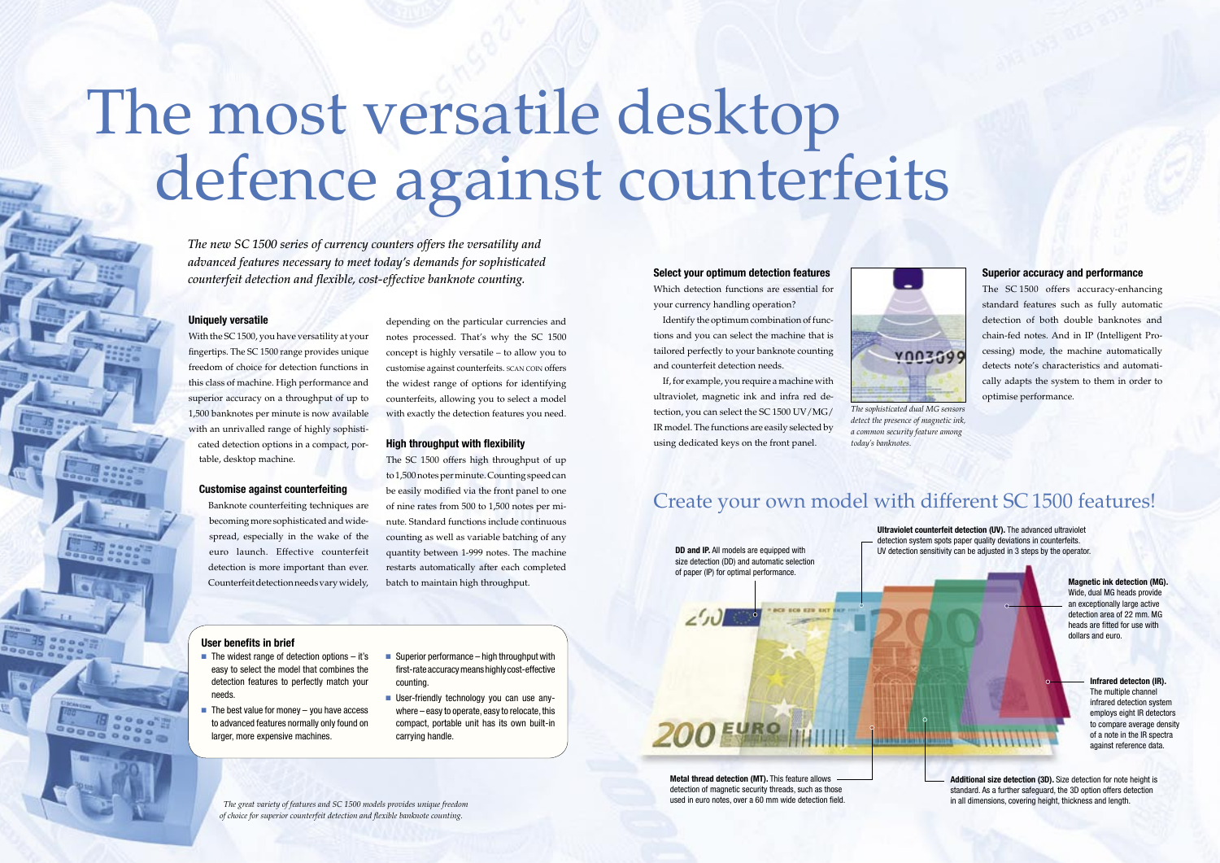# The most versatile desktop defence against counterfeits

*The new SC 1500 series of currency counters offers the versatility and advanced features necessary to meet today's demands for sophisticated counterfeit detection and flexible, cost-effective banknote counting.*

### Uniquely versatile

With the SC 1500, you have versatility at your fingertips. The SC 1500 range provides unique freedom of choice for detection functions in this class of machine. High performance and superior accuracy on a throughput of up to 1,500 banknotes per minute is now available with an unrivalled range of highly sophisticated detection options in a compact, portable, desktop machine.

### Customise against counterfeiting

Banknote counterfeiting techniques are becoming more sophisticated and widespread, especially in the wake of the euro launch. Effective counterfeit detection is more important than ever. Counterfeit detection needs vary widely, depending on the particular currencies and notes processed. That's why the SC 1500 concept is highly versatile – to allow you to customise against counterfeits. SCAN COIN offers the widest range of options for identifying counterfeits, allowing you to select a model with exactly the detection features you need.

### High throughput with flexibility

The SC 1500 offers high throughput of up to 1,500 notes per minute. Counting speed can be easily modified via the front panel to one of nine rates from 500 to 1,500 notes per minute. Standard functions include continuous counting as well as variable batching of any quantity between 1-999 notes. The machine restarts automatically after each completed batch to maintain high throughput.

### User benefits in brief

- The widest range of detection options – it's easy to select the model that combines the detection features to perfectly match your needs.
- The best value for money – you have access to advanced features normally only found on larger, more expensive machines.
- Superior performance – high throughput with first-rate accuracy means highly cost-effective counting.
- User-friendly technology you can use anywhere – easy to operate, easy to relocate, this compact, portable unit has its own built-in carrying handle.

*The great variety of features and SC 1500 models provides unique freedom of choice for superior counterfeit detection and flexible banknote counting.*

### Select your optimum detection features

Which detection functions are essential for your currency handling operation?

Identify the optimum combination of functions and you can select the machine that is tailored perfectly to your banknote counting and counterfeit detection needs.

If, for example, you require a machine with ultraviolet, magnetic ink and infra red detection, you can select the SC 1500 UV/MG/IR model. The functions are easily selected by using dedicated keys on the front panel.

*The sophisticated dual MG sensors detect the presence of magnetic ink, a common security feature among today's banknotes.*

### Superior accuracy and performance

The SC 1500 offers accuracy-enhancing standard features such as fully automatic detection of both double banknotes and chain-fed notes. And in IP (Intelligent Processing) mode, the machine automatically detects note's characteristics and automatically adapts the system to them in order to optimise performance.

## Create your own model with different SC 1500 features!

**DD and IP.** All models are equipped with size detection (DD) and automatic selection of paper (IP) for optimal performance.

**Ultraviolet counterfeit detection (UV).** The advanced ultraviolet detection system spots paper quality deviations in counterfeits. UV detection sensitivity can be adjusted in 3 steps by the operator.

**Magnetic ink detection (MG).** Wide, dual MG heads provide an exceptionally large active detection area of 22 mm. MG heads are fitted for use with dollars and euro.

**Infrared detecton (IR).** The multiple channel infrared detection system employs eight IR detectors to compare average density of a note in the IR spectra against reference data.

**Metal thread detection (MT).** This feature allows detection of magnetic security threads, such as those used in euro notes, over a 60 mm wide detection field.

**Additional size detection (3D).** Size detection for note height is standard. As a further safeguard, the 3D option offers detection in all dimensions, covering height, thickness and length.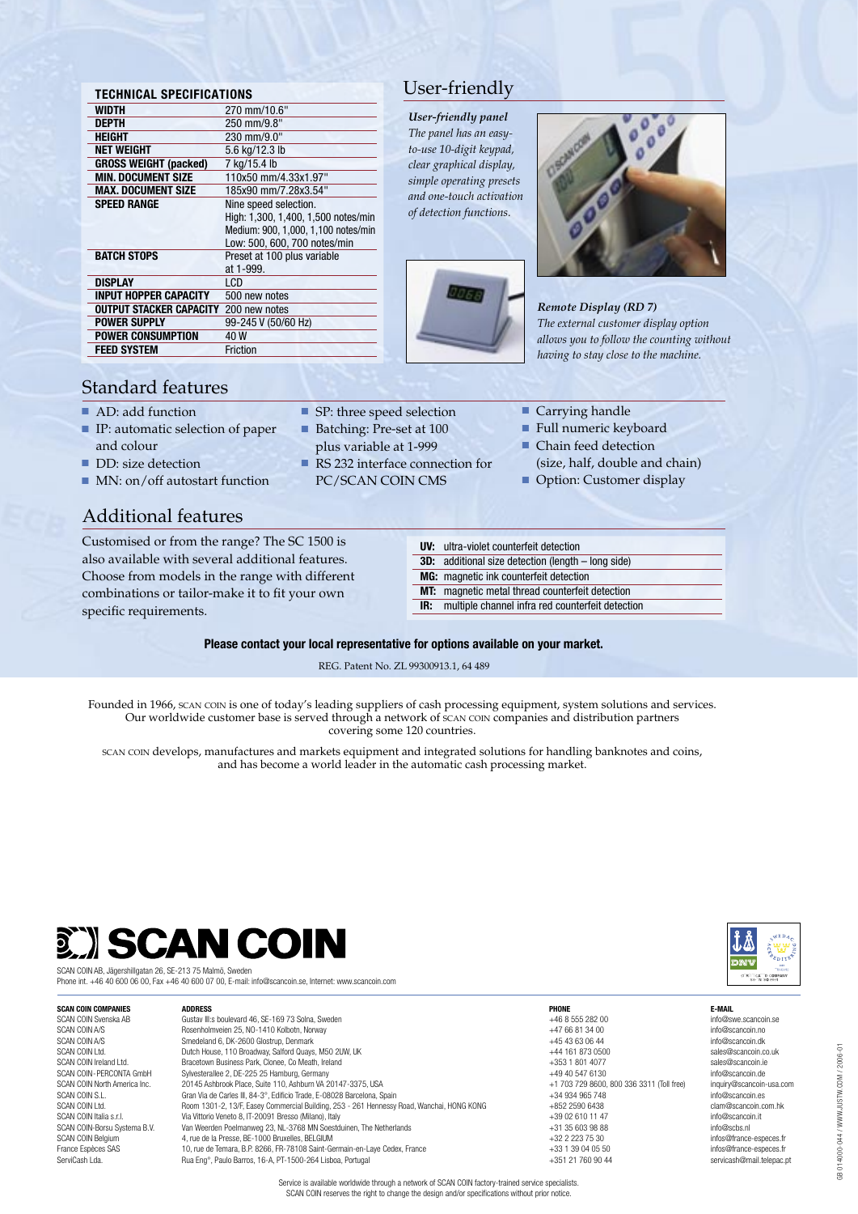## TECHNICAL SPECIFICATIONS

| | |
|---|---|
| **WIDTH** | 270 mm/10.6" |
| **DEPTH** | 250 mm/9.8" |
| **HEIGHT** | 230 mm/9.0" |
| **NET WEIGHT** | 5.6 kg/12.3 lb |
| **GROSS WEIGHT (packed)** | 7 kg/15.4 lb |
| **MIN. DOCUMENT SIZE** | 110x50 mm/4.33x1.97" |
| **MAX. DOCUMENT SIZE** | 185x90 mm/7.28x3.54" |
| **SPEED RANGE** | Nine speed selection. High: 1,300, 1,400, 1,500 notes/min Medium: 900, 1,000, 1,100 notes/min Low: 500, 600, 700 notes/min |
| **BATCH STOPS** | Preset at 100 plus variable at 1-999. |
| **DISPLAY** | LCD |
| **INPUT HOPPER CAPACITY** | 500 new notes |
| **OUTPUT STACKER CAPACITY** | 200 new notes |
| **POWER SUPPLY** | 99-245 V (50/60 Hz) |
| **POWER CONSUMPTION** | 40 W |
| **FEED SYSTEM** | Friction |

## User-friendly

***User-friendly panel***
*The panel has an easy-to-use 10-digit keypad, clear graphical display, simple operating presets and one-touch activation of detection functions.*

***Remote Display (RD 7)***
*The external customer display option allows you to follow the counting without having to stay close to the machine.*

## Standard features

- AD: add function
- IP: automatic selection of paper and colour
- DD: size detection
- MN: on/off autostart function
- SP: three speed selection
- Batching: Pre-set at 100 plus variable at 1-999
- RS 232 interface connection for PC/SCAN COIN CMS
- Carrying handle
- Full numeric keyboard
- Chain feed detection (size, half, double and chain)
- Option: Customer display

## Additional features

Customised or from the range? The SC 1500 is also available with several additional features. Choose from models in the range with different combinations or tailor-make it to fit your own specific requirements.

| | |
|---|---|
| **UV:** | ultra-violet counterfeit detection |
| **3D:** | additional size detection (length – long side) |
| **MG:** | magnetic ink counterfeit detection |
| **MT:** | magnetic metal thread counterfeit detection |
| **IR:** | multiple channel infra red counterfeit detection |

**Please contact your local representative for options available on your market.**

REG. Patent No. ZL 99300913.1, 64 489

Founded in 1966, SCAN COIN is one of today's leading suppliers of cash processing equipment, system solutions and services. Our worldwide customer base is served through a network of SCAN COIN companies and distribution partners covering some 120 countries.

SCAN COIN develops, manufactures and markets equipment and integrated solutions for handling banknotes and coins, and has become a world leader in the automatic cash processing market.

**SCAN COIN**

SCAN COIN AB, Jägershillgatan 26, SE-213 75 Malmö, Sweden
Phone int. +46 40 600 06 00, Fax +46 40 600 07 00, E-mail: info@scancoin.se, Internet: www.scancoin.com

| SCAN COIN COMPANIES | ADDRESS | PHONE | E-MAIL |
|---|---|---|---|
| SCAN COIN Svenska AB | Gustav III:s boulevard 46, SE-169 73 Solna, Sweden | +46 8 555 282 00 | info@swe.scancoin.se |
| SCAN COIN A/S | Rosenholmveien 25, NO-1410 Kolbotn, Norway | +47 66 81 34 00 | info@scancoin.no |
| SCAN COIN A/S | Smedeland 6, DK-2600 Glostrup, Denmark | +45 43 63 06 44 | info@scancoin.dk |
| SCAN COIN Ltd. | Dutch House, 110 Broadway, Salford Quays, M50 2UW, UK | +44 161 873 0500 | sales@scancoin.co.uk |
| SCAN COIN Ireland Ltd. | Bracetown Business Park, Clonee, Co Meath, Ireland | +353 1 801 4077 | sales@scancoin.ie |
| SCAN COIN-PERCONTA GmbH | Sylvesterallee 2, DE-225 25 Hamburg, Germany | +49 40 547 6130 | info@scancoin.de |
| SCAN COIN North America Inc. | 20145 Ashbrook Place, Suite 110, Ashburn VA 20147-3375, USA | +1 703 729 8600, 800 336 3311 (Toll free) | inquiry@scancoin-usa.com |
| SCAN COIN S.L. | Gran Via de Carles III, 84-3°, Edificio Trade, E-08028 Barcelona, Spain | +34 934 965 748 | info@scancoin.es |
| SCAN COIN Ltd. | Room 1301-2, 13/F, Easey Commercial Building, 253 - 261 Hennessy Road, Wanchai, HONG KONG | +852 2590 6438 | clam@scancoin.com.hk |
| SCAN COIN Italia s.r.l. | Via Vittorio Veneto 8, IT-20091 Bresso (Milano), Italy | +39 02 610 11 47 | info@scancoin.it |
| SCAN COIN-Borsu Systema B.V. | Van Weerden Poelmanweg 23, NL-3768 MN Soestduinen, The Netherlands | +31 35 603 98 88 | info@scbs.nl |
| SCAN COIN Belgium | 4, rue de la Presse, BE-1000 Bruxelles, BELGIUM | +32 2 223 75 30 | infos@france-especes.fr |
| France Espèces SAS | 10, rue de Temara, B.P. 8266, FR-78108 Saint-Germain-en-Laye Cedex, France | +33 1 39 04 05 50 | infos@france-especes.fr |
| ServiCash Lda. | Rua Engº, Paulo Barros, 16-A, PT-1500-264 Lisboa, Portugal | +351 21 760 90 44 | servicash@mail.telepac.pt |

Service is available worldwide through a network of SCAN COIN factory-trained service specialists.
SCAN COIN reserves the right to change the design and/or specifications without prior notice.

GB 014000-044 / WWW.JUSTW.COM / 2006-01